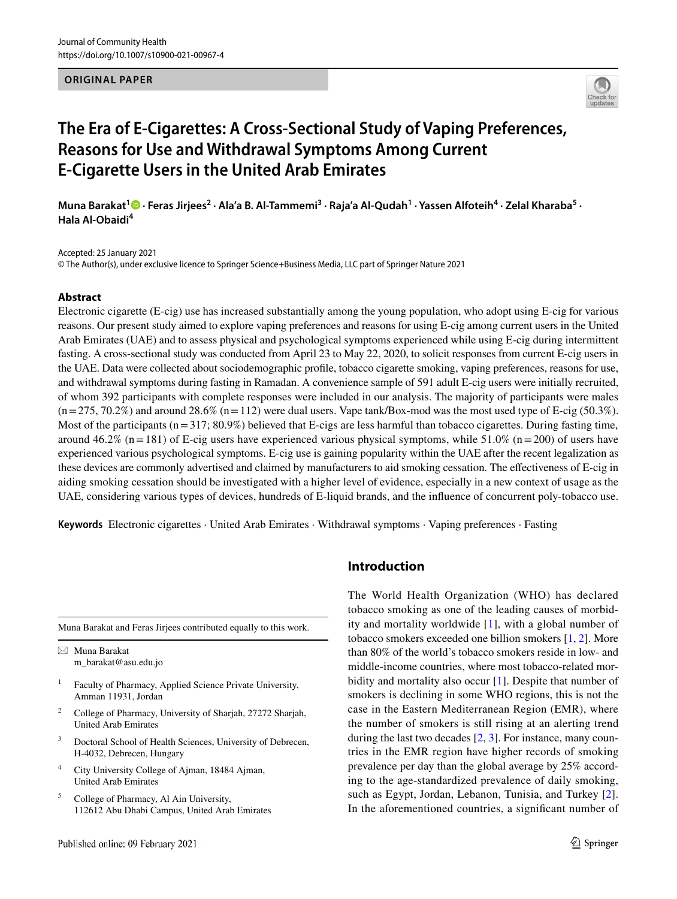ORIGINAL PAPER

# The Era of E-Cigarettes: A Cross-Sectional Study of Vaping Preferences, Reasons for Use and Withdrawal Symptoms Among Current E-Cigarette Users in the United Arab Emirates

**Muna Barakat[1] · Feras Jirjees[2] · Ala'a B. Al-Tammemi[3] · Raja'a Al-Qudah[1] · Yassen Alfoteih[4] · Zelal Kharaba[5] · Hala Al-Obaidi[4]**

Accepted: 25 January 2021
© The Author(s), under exclusive licence to Springer Science+Business Media, LLC part of Springer Nature 2021

## Abstract

Electronic cigarette (E-cig) use has increased substantially among the young population, who adopt using E-cig for various reasons. Our present study aimed to explore vaping preferences and reasons for using E-cig among current users in the United Arab Emirates (UAE) and to assess physical and psychological symptoms experienced while using E-cig during intermittent fasting. A cross-sectional study was conducted from April 23 to May 22, 2020, to solicit responses from current E-cig users in the UAE. Data were collected about sociodemographic profile, tobacco cigarette smoking, vaping preferences, reasons for use, and withdrawal symptoms during fasting in Ramadan. A convenience sample of 591 adult E-cig users were initially recruited, of whom 392 participants with complete responses were included in our analysis. The majority of participants were males (n = 275, 70.2%) and around 28.6% (n = 112) were dual users. Vape tank/Box-mod was the most used type of E-cig (50.3%). Most of the participants (n = 317; 80.9%) believed that E-cigs are less harmful than tobacco cigarettes. During fasting time, around 46.2% (n = 181) of E-cig users have experienced various physical symptoms, while 51.0% (n = 200) of users have experienced various psychological symptoms. E-cig use is gaining popularity within the UAE after the recent legalization as these devices are commonly advertised and claimed by manufacturers to aid smoking cessation. The effectiveness of E-cig in aiding smoking cessation should be investigated with a higher level of evidence, especially in a new context of usage as the UAE, considering various types of devices, hundreds of E-liquid brands, and the influence of concurrent poly-tobacco use.

**Keywords** Electronic cigarettes · United Arab Emirates · Withdrawal symptoms · Vaping preferences · Fasting

## Introduction

The World Health Organization (WHO) has declared tobacco smoking as one of the leading causes of morbidity and mortality worldwide [1], with a global number of tobacco smokers exceeded one billion smokers [1, 2]. More than 80% of the world's tobacco smokers reside in low- and middle-income countries, where most tobacco-related morbidity and mortality also occur [1]. Despite that number of smokers is declining in some WHO regions, this is not the case in the Eastern Mediterranean Region (EMR), where the number of smokers is still rising at an alerting trend during the last two decades [2, 3]. For instance, many countries in the EMR region have higher records of smoking prevalence per day than the global average by 25% according to the age-standardized prevalence of daily smoking, such as Egypt, Jordan, Lebanon, Tunisia, and Turkey [2]. In the aforementioned countries, a significant number of

---

Muna Barakat and Feras Jirjees contributed equally to this work.

✉ Muna Barakat
m_barakat@asu.edu.jo

1 Faculty of Pharmacy, Applied Science Private University, Amman 11931, Jordan

2 College of Pharmacy, University of Sharjah, 27272 Sharjah, United Arab Emirates

3 Doctoral School of Health Sciences, University of Debrecen, H-4032, Debrecen, Hungary

4 City University College of Ajman, 18484 Ajman, United Arab Emirates

5 College of Pharmacy, Al Ain University, 112612 Abu Dhabi Campus, United Arab Emirates

Published online: 09 February 2021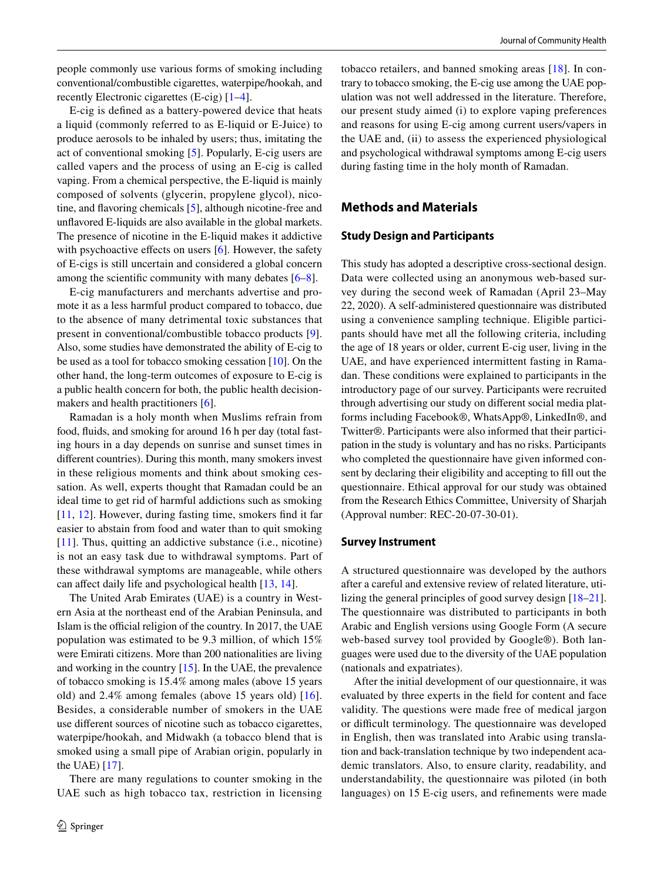people commonly use various forms of smoking including conventional/combustible cigarettes, waterpipe/hookah, and recently Electronic cigarettes (E-cig) [1–4].

E-cig is defined as a battery-powered device that heats a liquid (commonly referred to as E-liquid or E-Juice) to produce aerosols to be inhaled by users; thus, imitating the act of conventional smoking [5]. Popularly, E-cig users are called vapers and the process of using an E-cig is called vaping. From a chemical perspective, the E-liquid is mainly composed of solvents (glycerin, propylene glycol), nicotine, and flavoring chemicals [5], although nicotine-free and unflavored E-liquids are also available in the global markets. The presence of nicotine in the E-liquid makes it addictive with psychoactive effects on users [6]. However, the safety of E-cigs is still uncertain and considered a global concern among the scientific community with many debates [6–8].

E-cig manufacturers and merchants advertise and promote it as a less harmful product compared to tobacco, due to the absence of many detrimental toxic substances that present in conventional/combustible tobacco products [9]. Also, some studies have demonstrated the ability of E-cig to be used as a tool for tobacco smoking cessation [10]. On the other hand, the long-term outcomes of exposure to E-cig is a public health concern for both, the public health decision-makers and health practitioners [6].

Ramadan is a holy month when Muslims refrain from food, fluids, and smoking for around 16 h per day (total fasting hours in a day depends on sunrise and sunset times in different countries). During this month, many smokers invest in these religious moments and think about smoking cessation. As well, experts thought that Ramadan could be an ideal time to get rid of harmful addictions such as smoking [11, 12]. However, during fasting time, smokers find it far easier to abstain from food and water than to quit smoking [11]. Thus, quitting an addictive substance (i.e., nicotine) is not an easy task due to withdrawal symptoms. Part of these withdrawal symptoms are manageable, while others can affect daily life and psychological health [13, 14].

The United Arab Emirates (UAE) is a country in Western Asia at the northeast end of the Arabian Peninsula, and Islam is the official religion of the country. In 2017, the UAE population was estimated to be 9.3 million, of which 15% were Emirati citizens. More than 200 nationalities are living and working in the country [15]. In the UAE, the prevalence of tobacco smoking is 15.4% among males (above 15 years old) and 2.4% among females (above 15 years old) [16]. Besides, a considerable number of smokers in the UAE use different sources of nicotine such as tobacco cigarettes, waterpipe/hookah, and Midwakh (a tobacco blend that is smoked using a small pipe of Arabian origin, popularly in the UAE) [17].

There are many regulations to counter smoking in the UAE such as high tobacco tax, restriction in licensing tobacco retailers, and banned smoking areas [18]. In contrary to tobacco smoking, the E-cig use among the UAE population was not well addressed in the literature. Therefore, our present study aimed (i) to explore vaping preferences and reasons for using E-cig among current users/vapers in the UAE and, (ii) to assess the experienced physiological and psychological withdrawal symptoms among E-cig users during fasting time in the holy month of Ramadan.

## Methods and Materials

### Study Design and Participants

This study has adopted a descriptive cross-sectional design. Data were collected using an anonymous web-based survey during the second week of Ramadan (April 23–May 22, 2020). A self-administered questionnaire was distributed using a convenience sampling technique. Eligible participants should have met all the following criteria, including the age of 18 years or older, current E-cig user, living in the UAE, and have experienced intermittent fasting in Ramadan. These conditions were explained to participants in the introductory page of our survey. Participants were recruited through advertising our study on different social media platforms including Facebook®, WhatsApp®, LinkedIn®, and Twitter®. Participants were also informed that their participation in the study is voluntary and has no risks. Participants who completed the questionnaire have given informed consent by declaring their eligibility and accepting to fill out the questionnaire. Ethical approval for our study was obtained from the Research Ethics Committee, University of Sharjah (Approval number: REC-20-07-30-01).

### Survey Instrument

A structured questionnaire was developed by the authors after a careful and extensive review of related literature, utilizing the general principles of good survey design [18–21]. The questionnaire was distributed to participants in both Arabic and English versions using Google Form (A secure web-based survey tool provided by Google®). Both languages were used due to the diversity of the UAE population (nationals and expatriates).

After the initial development of our questionnaire, it was evaluated by three experts in the field for content and face validity. The questions were made free of medical jargon or difficult terminology. The questionnaire was developed in English, then was translated into Arabic using translation and back-translation technique by two independent academic translators. Also, to ensure clarity, readability, and understandability, the questionnaire was piloted (in both languages) on 15 E-cig users, and refinements were made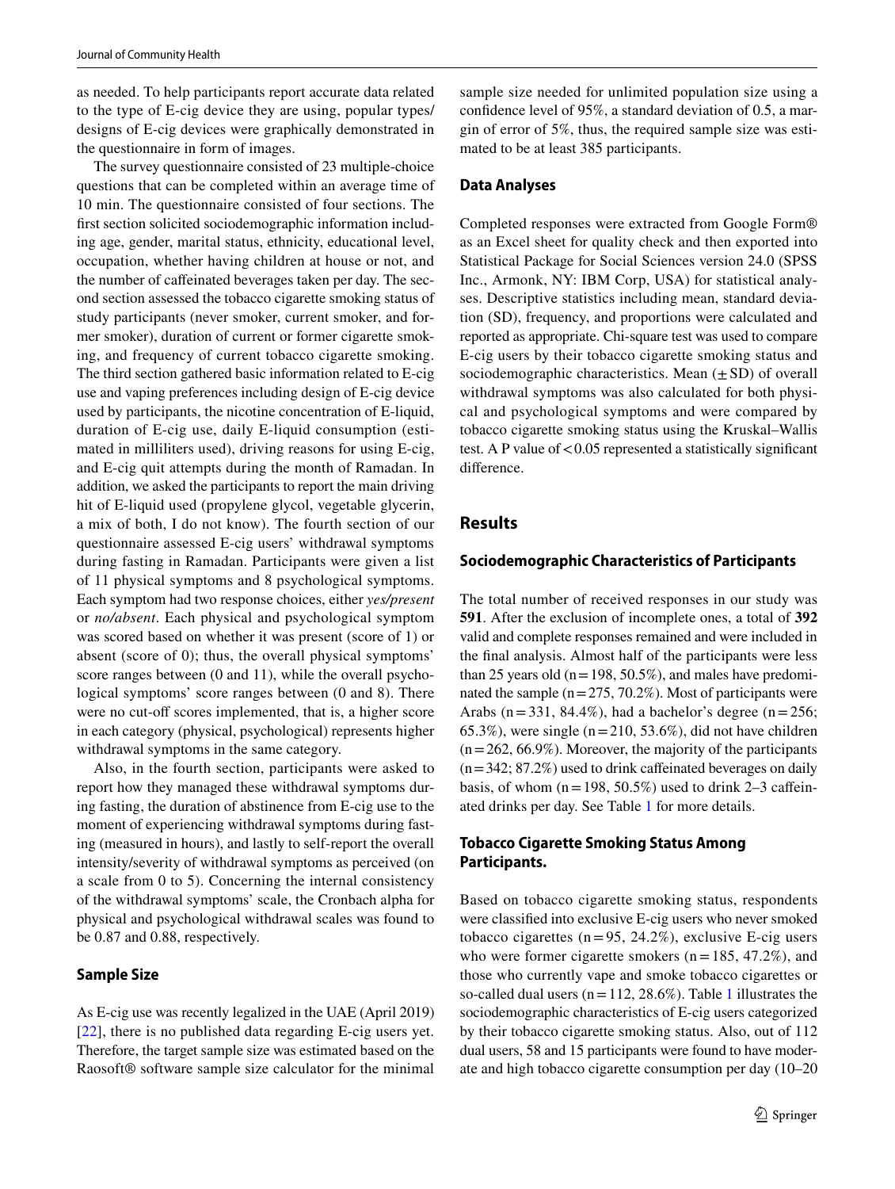as needed. To help participants report accurate data related to the type of E-cig device they are using, popular types/designs of E-cig devices were graphically demonstrated in the questionnaire in form of images.

The survey questionnaire consisted of 23 multiple-choice questions that can be completed within an average time of 10 min. The questionnaire consisted of four sections. The first section solicited sociodemographic information including age, gender, marital status, ethnicity, educational level, occupation, whether having children at house or not, and the number of caffeinated beverages taken per day. The second section assessed the tobacco cigarette smoking status of study participants (never smoker, current smoker, and former smoker), duration of current or former cigarette smoking, and frequency of current tobacco cigarette smoking. The third section gathered basic information related to E-cig use and vaping preferences including design of E-cig device used by participants, the nicotine concentration of E-liquid, duration of E-cig use, daily E-liquid consumption (estimated in milliliters used), driving reasons for using E-cig, and E-cig quit attempts during the month of Ramadan. In addition, we asked the participants to report the main driving hit of E-liquid used (propylene glycol, vegetable glycerin, a mix of both, I do not know). The fourth section of our questionnaire assessed E-cig users' withdrawal symptoms during fasting in Ramadan. Participants were given a list of 11 physical symptoms and 8 psychological symptoms. Each symptom had two response choices, either *yes/present* or *no/absent*. Each physical and psychological symptom was scored based on whether it was present (score of 1) or absent (score of 0); thus, the overall physical symptoms' score ranges between (0 and 11), while the overall psychological symptoms' score ranges between (0 and 8). There were no cut-off scores implemented, that is, a higher score in each category (physical, psychological) represents higher withdrawal symptoms in the same category.

Also, in the fourth section, participants were asked to report how they managed these withdrawal symptoms during fasting, the duration of abstinence from E-cig use to the moment of experiencing withdrawal symptoms during fasting (measured in hours), and lastly to self-report the overall intensity/severity of withdrawal symptoms as perceived (on a scale from 0 to 5). Concerning the internal consistency of the withdrawal symptoms' scale, the Cronbach alpha for physical and psychological withdrawal scales was found to be 0.87 and 0.88, respectively.

### Sample Size

As E-cig use was recently legalized in the UAE (April 2019) [22], there is no published data regarding E-cig users yet. Therefore, the target sample size was estimated based on the Raosoft® software sample size calculator for the minimal sample size needed for unlimited population size using a confidence level of 95%, a standard deviation of 0.5, a margin of error of 5%, thus, the required sample size was estimated to be at least 385 participants.

### Data Analyses

Completed responses were extracted from Google Form® as an Excel sheet for quality check and then exported into Statistical Package for Social Sciences version 24.0 (SPSS Inc., Armonk, NY: IBM Corp, USA) for statistical analyses. Descriptive statistics including mean, standard deviation (SD), frequency, and proportions were calculated and reported as appropriate. Chi-square test was used to compare E-cig users by their tobacco cigarette smoking status and sociodemographic characteristics. Mean ($\pm$ SD) of overall withdrawal symptoms was also calculated for both physical and psychological symptoms and were compared by tobacco cigarette smoking status using the Kruskal–Wallis test. A P value of $<0.05$ represented a statistically significant difference.

## Results

### Sociodemographic Characteristics of Participants

The total number of received responses in our study was **591**. After the exclusion of incomplete ones, a total of **392** valid and complete responses remained and were included in the final analysis. Almost half of the participants were less than 25 years old (n = 198, 50.5%), and males have predominated the sample (n = 275, 70.2%). Most of participants were Arabs (n = 331, 84.4%), had a bachelor's degree (n = 256; 65.3%), were single (n = 210, 53.6%), did not have children (n = 262, 66.9%). Moreover, the majority of the participants (n = 342; 87.2%) used to drink caffeinated beverages on daily basis, of whom (n = 198, 50.5%) used to drink 2–3 caffeinated drinks per day. See Table 1 for more details.

### Tobacco Cigarette Smoking Status Among Participants.

Based on tobacco cigarette smoking status, respondents were classified into exclusive E-cig users who never smoked tobacco cigarettes (n = 95, 24.2%), exclusive E-cig users who were former cigarette smokers (n = 185, 47.2%), and those who currently vape and smoke tobacco cigarettes or so-called dual users (n = 112, 28.6%). Table 1 illustrates the sociodemographic characteristics of E-cig users categorized by their tobacco cigarette smoking status. Also, out of 112 dual users, 58 and 15 participants were found to have moderate and high tobacco cigarette consumption per day (10–20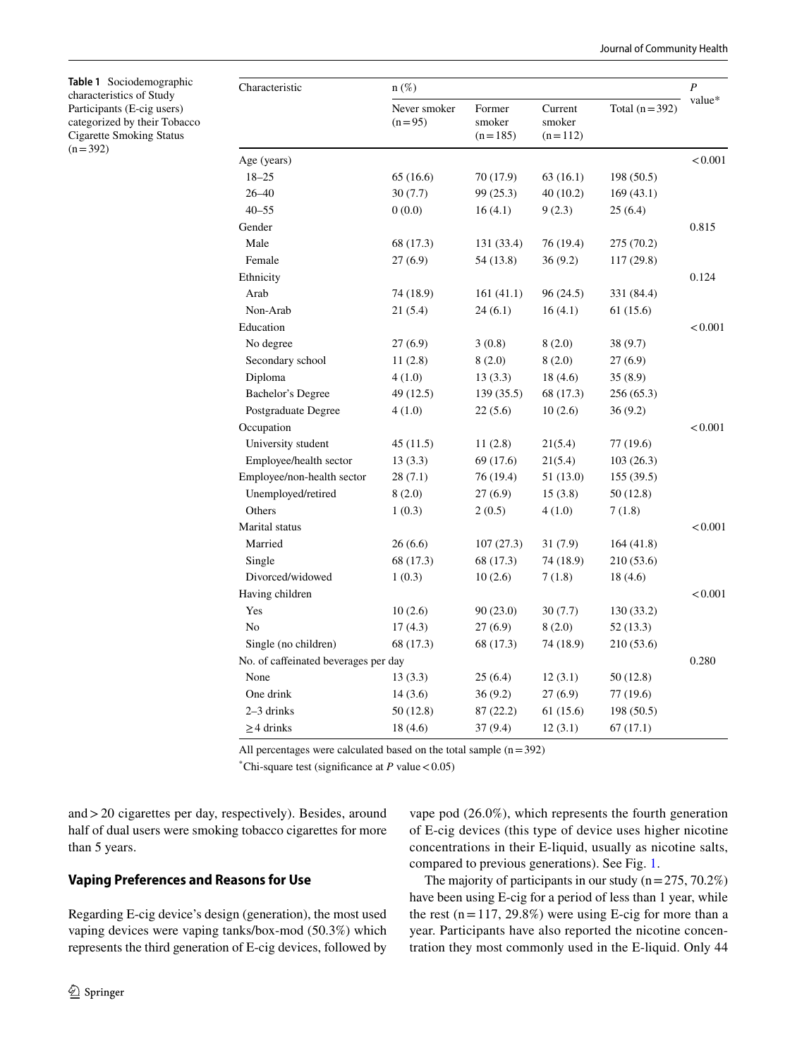**Table 1** Sociodemographic characteristics of Study Participants (E-cig users) categorized by their Tobacco Cigarette Smoking Status (n = 392)

| Characteristic | n (%) | | | | *P* value* |
|---|---|---|---|---|---|
| | Never smoker (n = 95) | Former smoker (n = 185) | Current smoker (n = 112) | Total (n = 392) | |
| Age (years) | | | | | < 0.001 |
| 18–25 | 65 (16.6) | 70 (17.9) | 63 (16.1) | 198 (50.5) | |
| 26–40 | 30 (7.7) | 99 (25.3) | 40 (10.2) | 169 (43.1) | |
| 40–55 | 0 (0.0) | 16 (4.1) | 9 (2.3) | 25 (6.4) | |
| Gender | | | | | 0.815 |
| Male | 68 (17.3) | 131 (33.4) | 76 (19.4) | 275 (70.2) | |
| Female | 27 (6.9) | 54 (13.8) | 36 (9.2) | 117 (29.8) | |
| Ethnicity | | | | | 0.124 |
| Arab | 74 (18.9) | 161 (41.1) | 96 (24.5) | 331 (84.4) | |
| Non-Arab | 21 (5.4) | 24 (6.1) | 16 (4.1) | 61 (15.6) | |
| Education | | | | | < 0.001 |
| No degree | 27 (6.9) | 3 (0.8) | 8 (2.0) | 38 (9.7) | |
| Secondary school | 11 (2.8) | 8 (2.0) | 8 (2.0) | 27 (6.9) | |
| Diploma | 4 (1.0) | 13 (3.3) | 18 (4.6) | 35 (8.9) | |
| Bachelor's Degree | 49 (12.5) | 139 (35.5) | 68 (17.3) | 256 (65.3) | |
| Postgraduate Degree | 4 (1.0) | 22 (5.6) | 10 (2.6) | 36 (9.2) | |
| Occupation | | | | | < 0.001 |
| University student | 45 (11.5) | 11 (2.8) | 21(5.4) | 77 (19.6) | |
| Employee/health sector | 13 (3.3) | 69 (17.6) | 21(5.4) | 103 (26.3) | |
| Employee/non-health sector | 28 (7.1) | 76 (19.4) | 51 (13.0) | 155 (39.5) | |
| Unemployed/retired | 8 (2.0) | 27 (6.9) | 15 (3.8) | 50 (12.8) | |
| Others | 1 (0.3) | 2 (0.5) | 4 (1.0) | 7 (1.8) | |
| Marital status | | | | | < 0.001 |
| Married | 26 (6.6) | 107 (27.3) | 31 (7.9) | 164 (41.8) | |
| Single | 68 (17.3) | 68 (17.3) | 74 (18.9) | 210 (53.6) | |
| Divorced/widowed | 1 (0.3) | 10 (2.6) | 7 (1.8) | 18 (4.6) | |
| Having children | | | | | < 0.001 |
| Yes | 10 (2.6) | 90 (23.0) | 30 (7.7) | 130 (33.2) | |
| No | 17 (4.3) | 27 (6.9) | 8 (2.0) | 52 (13.3) | |
| Single (no children) | 68 (17.3) | 68 (17.3) | 74 (18.9) | 210 (53.6) | |
| No. of caffeinated beverages per day | | | | | 0.280 |
| None | 13 (3.3) | 25 (6.4) | 12 (3.1) | 50 (12.8) | |
| One drink | 14 (3.6) | 36 (9.2) | 27 (6.9) | 77 (19.6) | |
| 2–3 drinks | 50 (12.8) | 87 (22.2) | 61 (15.6) | 198 (50.5) | |
| ≥ 4 drinks | 18 (4.6) | 37 (9.4) | 12 (3.1) | 67 (17.1) | |

All percentages were calculated based on the total sample (n = 392)

*Chi-square test (significance at *P* value < 0.05)

and > 20 cigarettes per day, respectively). Besides, around half of dual users were smoking tobacco cigarettes for more than 5 years.

## Vaping Preferences and Reasons for Use

Regarding E-cig device's design (generation), the most used vaping devices were vaping tanks/box-mod (50.3%) which represents the third generation of E-cig devices, followed by vape pod (26.0%), which represents the fourth generation of E-cig devices (this type of device uses higher nicotine concentrations in their E-liquid, usually as nicotine salts, compared to previous generations). See Fig. 1.

The majority of participants in our study (n = 275, 70.2%) have been using E-cig for a period of less than 1 year, while the rest (n = 117, 29.8%) were using E-cig for more than a year. Participants have also reported the nicotine concentration they most commonly used in the E-liquid. Only 44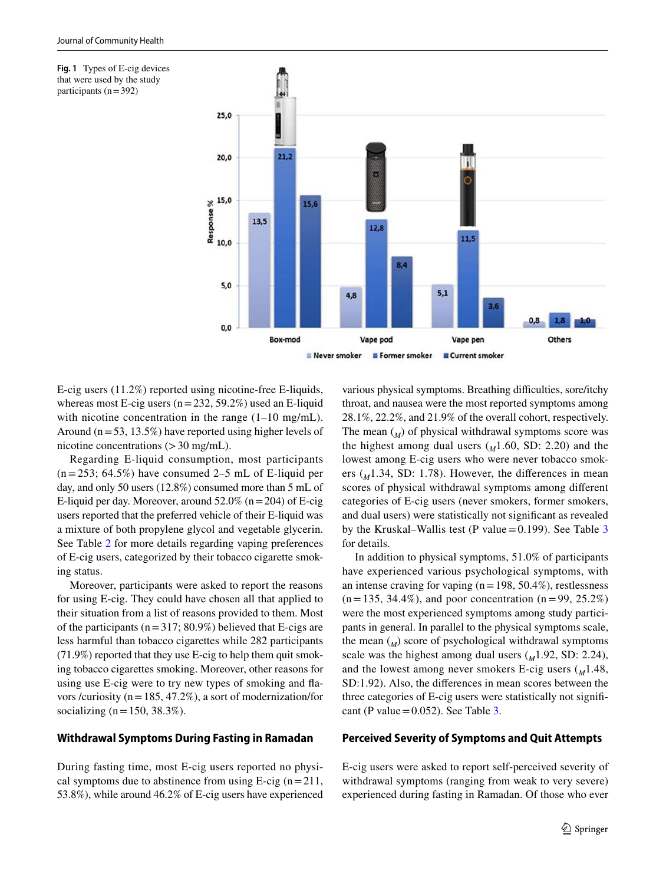**Fig. 1** Types of E-cig devices that were used by the study participants (n = 392)

E-cig users (11.2%) reported using nicotine-free E-liquids, whereas most E-cig users (n = 232, 59.2%) used an E-liquid with nicotine concentration in the range (1–10 mg/mL). Around (n = 53, 13.5%) have reported using higher levels of nicotine concentrations (> 30 mg/mL).

Regarding E-liquid consumption, most participants (n = 253; 64.5%) have consumed 2–5 mL of E-liquid per day, and only 50 users (12.8%) consumed more than 5 mL of E-liquid per day. Moreover, around 52.0% (n = 204) of E-cig users reported that the preferred vehicle of their E-liquid was a mixture of both propylene glycol and vegetable glycerin. See Table 2 for more details regarding vaping preferences of E-cig users, categorized by their tobacco cigarette smoking status.

Moreover, participants were asked to report the reasons for using E-cig. They could have chosen all that applied to their situation from a list of reasons provided to them. Most of the participants (n = 317; 80.9%) believed that E-cigs are less harmful than tobacco cigarettes while 282 participants (71.9%) reported that they use E-cig to help them quit smoking tobacco cigarettes smoking. Moreover, other reasons for using use E-cig were to try new types of smoking and flavors /curiosity (n = 185, 47.2%), a sort of modernization/for socializing (n = 150, 38.3%).

## Withdrawal Symptoms During Fasting in Ramadan

During fasting time, most E-cig users reported no physical symptoms due to abstinence from using E-cig (n = 211, 53.8%), while around 46.2% of E-cig users have experienced various physical symptoms. Breathing difficulties, sore/itchy throat, and nausea were the most reported symptoms among 28.1%, 22.2%, and 21.9% of the overall cohort, respectively. The mean ($_M$) of physical withdrawal symptoms score was the highest among dual users ($_M$1.60, SD: 2.20) and the lowest among E-cig users who were never tobacco smokers ($_M$1.34, SD: 1.78). However, the differences in mean scores of physical withdrawal symptoms among different categories of E-cig users (never smokers, former smokers, and dual users) were statistically not significant as revealed by the Kruskal–Wallis test (P value = 0.199). See Table 3 for details.

In addition to physical symptoms, 51.0% of participants have experienced various psychological symptoms, with an intense craving for vaping (n = 198, 50.4%), restlessness (n = 135, 34.4%), and poor concentration (n = 99, 25.2%) were the most experienced symptoms among study participants in general. In parallel to the physical symptoms scale, the mean ($_M$) score of psychological withdrawal symptoms scale was the highest among dual users ($_M$1.92, SD: 2.24), and the lowest among never smokers E-cig users ($_M$1.48, SD:1.92). Also, the differences in mean scores between the three categories of E-cig users were statistically not significant (P value = 0.052). See Table 3.

## Perceived Severity of Symptoms and Quit Attempts

E-cig users were asked to report self-perceived severity of withdrawal symptoms (ranging from weak to very severe) experienced during fasting in Ramadan. Of those who ever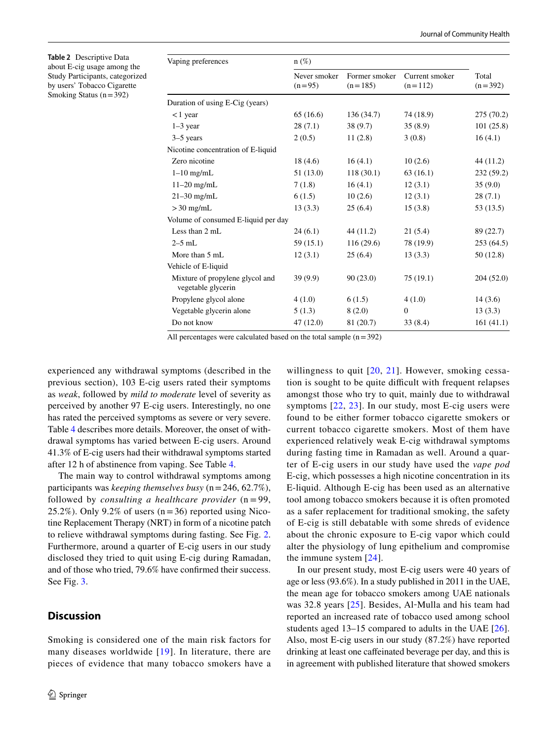**Table 2** Descriptive Data about E-cig usage among the Study Participants, categorized by users' Tobacco Cigarette Smoking Status (n = 392)

| Vaping preferences | n (%) | | | |
|---|---|---|---|---|
| | Never smoker (n = 95) | Former smoker (n = 185) | Current smoker (n = 112) | Total (n = 392) |
| Duration of using E-Cig (years) | | | | |
| < 1 year | 65 (16.6) | 136 (34.7) | 74 (18.9) | 275 (70.2) |
| 1–3 year | 28 (7.1) | 38 (9.7) | 35 (8.9) | 101 (25.8) |
| 3–5 years | 2 (0.5) | 11 (2.8) | 3 (0.8) | 16 (4.1) |
| Nicotine concentration of E-liquid | | | | |
| Zero nicotine | 18 (4.6) | 16 (4.1) | 10 (2.6) | 44 (11.2) |
| 1–10 mg/mL | 51 (13.0) | 118 (30.1) | 63 (16.1) | 232 (59.2) |
| 11–20 mg/mL | 7 (1.8) | 16 (4.1) | 12 (3.1) | 35 (9.0) |
| 21–30 mg/mL | 6 (1.5) | 10 (2.6) | 12 (3.1) | 28 (7.1) |
| > 30 mg/mL | 13 (3.3) | 25 (6.4) | 15 (3.8) | 53 (13.5) |
| Volume of consumed E-liquid per day | | | | |
| Less than 2 mL | 24 (6.1) | 44 (11.2) | 21 (5.4) | 89 (22.7) |
| 2–5 mL | 59 (15.1) | 116 (29.6) | 78 (19.9) | 253 (64.5) |
| More than 5 mL | 12 (3.1) | 25 (6.4) | 13 (3.3) | 50 (12.8) |
| Vehicle of E-liquid | | | | |
| Mixture of propylene glycol and vegetable glycerin | 39 (9.9) | 90 (23.0) | 75 (19.1) | 204 (52.0) |
| Propylene glycol alone | 4 (1.0) | 6 (1.5) | 4 (1.0) | 14 (3.6) |
| Vegetable glycerin alone | 5 (1.3) | 8 (2.0) | 0 | 13 (3.3) |
| Do not know | 47 (12.0) | 81 (20.7) | 33 (8.4) | 161 (41.1) |

All percentages were calculated based on the total sample (n = 392)

experienced any withdrawal symptoms (described in the previous section), 103 E-cig users rated their symptoms as *weak*, followed by *mild to moderate* level of severity as perceived by another 97 E-cig users. Interestingly, no one has rated the perceived symptoms as severe or very severe. Table 4 describes more details. Moreover, the onset of withdrawal symptoms has varied between E-cig users. Around 41.3% of E-cig users had their withdrawal symptoms started after 12 h of abstinence from vaping. See Table 4.

The main way to control withdrawal symptoms among participants was *keeping themselves busy* (n = 246, 62.7%), followed by *consulting a healthcare provider* (n = 99, 25.2%). Only 9.2% of users (n = 36) reported using Nicotine Replacement Therapy (NRT) in form of a nicotine patch to relieve withdrawal symptoms during fasting. See Fig. 2. Furthermore, around a quarter of E-cig users in our study disclosed they tried to quit using E-cig during Ramadan, and of those who tried, 79.6% have confirmed their success. See Fig. 3.

## Discussion

Smoking is considered one of the main risk factors for many diseases worldwide [19]. In literature, there are pieces of evidence that many tobacco smokers have a willingness to quit [20, 21]. However, smoking cessation is sought to be quite difficult with frequent relapses amongst those who try to quit, mainly due to withdrawal symptoms [22, 23]. In our study, most E-cig users were found to be either former tobacco cigarette smokers or current tobacco cigarette smokers. Most of them have experienced relatively weak E-cig withdrawal symptoms during fasting time in Ramadan as well. Around a quarter of E-cig users in our study have used the *vape pod* E-cig, which possesses a high nicotine concentration in its E-liquid. Although E-cig has been used as an alternative tool among tobacco smokers because it is often promoted as a safer replacement for traditional smoking, the safety of E-cig is still debatable with some shreds of evidence about the chronic exposure to E-cig vapor which could alter the physiology of lung epithelium and compromise the immune system [24].

In our present study, most E-cig users were 40 years of age or less (93.6%). In a study published in 2011 in the UAE, the mean age for tobacco smokers among UAE nationals was 32.8 years [25]. Besides, Al-Mulla and his team had reported an increased rate of tobacco used among school students aged 13–15 compared to adults in the UAE [26]. Also, most E-cig users in our study (87.2%) have reported drinking at least one caffeinated beverage per day, and this is in agreement with published literature that showed smokers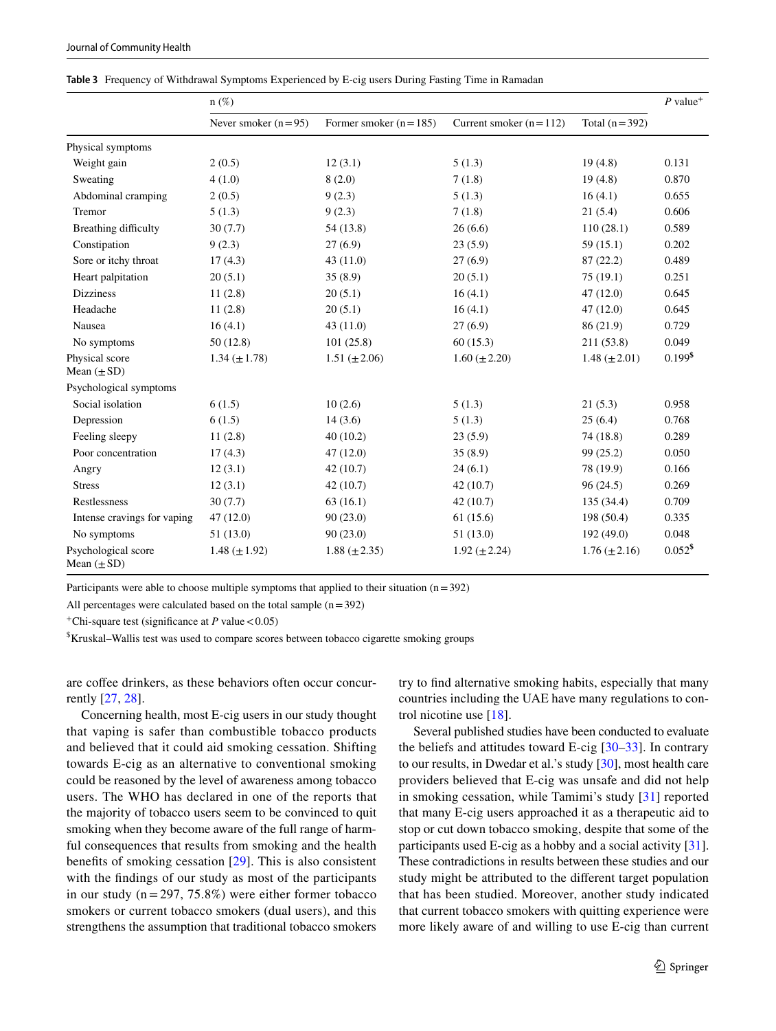**Table 3** Frequency of Withdrawal Symptoms Experienced by E-cig users During Fasting Time in Ramadan

| | n (%) | | | | P value+ |
|---|---|---|---|---|---|
| | Never smoker (n = 95) | Former smoker (n = 185) | Current smoker (n = 112) | Total (n = 392) | |
| Physical symptoms | | | | | |
| Weight gain | 2 (0.5) | 12 (3.1) | 5 (1.3) | 19 (4.8) | 0.131 |
| Sweating | 4 (1.0) | 8 (2.0) | 7 (1.8) | 19 (4.8) | 0.870 |
| Abdominal cramping | 2 (0.5) | 9 (2.3) | 5 (1.3) | 16 (4.1) | 0.655 |
| Tremor | 5 (1.3) | 9 (2.3) | 7 (1.8) | 21 (5.4) | 0.606 |
| Breathing difficulty | 30 (7.7) | 54 (13.8) | 26 (6.6) | 110 (28.1) | 0.589 |
| Constipation | 9 (2.3) | 27 (6.9) | 23 (5.9) | 59 (15.1) | 0.202 |
| Sore or itchy throat | 17 (4.3) | 43 (11.0) | 27 (6.9) | 87 (22.2) | 0.489 |
| Heart palpitation | 20 (5.1) | 35 (8.9) | 20 (5.1) | 75 (19.1) | 0.251 |
| Dizziness | 11 (2.8) | 20 (5.1) | 16 (4.1) | 47 (12.0) | 0.645 |
| Headache | 11 (2.8) | 20 (5.1) | 16 (4.1) | 47 (12.0) | 0.645 |
| Nausea | 16 (4.1) | 43 (11.0) | 27 (6.9) | 86 (21.9) | 0.729 |
| No symptoms | 50 (12.8) | 101 (25.8) | 60 (15.3) | 211 (53.8) | 0.049 |
| Physical score Mean (± SD) | 1.34 (± 1.78) | 1.51 (± 2.06) | 1.60 (± 2.20) | 1.48 (± 2.01) | 0.199$ |
| Psychological symptoms | | | | | |
| Social isolation | 6 (1.5) | 10 (2.6) | 5 (1.3) | 21 (5.3) | 0.958 |
| Depression | 6 (1.5) | 14 (3.6) | 5 (1.3) | 25 (6.4) | 0.768 |
| Feeling sleepy | 11 (2.8) | 40 (10.2) | 23 (5.9) | 74 (18.8) | 0.289 |
| Poor concentration | 17 (4.3) | 47 (12.0) | 35 (8.9) | 99 (25.2) | 0.050 |
| Angry | 12 (3.1) | 42 (10.7) | 24 (6.1) | 78 (19.9) | 0.166 |
| Stress | 12 (3.1) | 42 (10.7) | 42 (10.7) | 96 (24.5) | 0.269 |
| Restlessness | 30 (7.7) | 63 (16.1) | 42 (10.7) | 135 (34.4) | 0.709 |
| Intense cravings for vaping | 47 (12.0) | 90 (23.0) | 61 (15.6) | 198 (50.4) | 0.335 |
| No symptoms | 51 (13.0) | 90 (23.0) | 51 (13.0) | 192 (49.0) | 0.048 |
| Psychological score Mean (± SD) | 1.48 (± 1.92) | 1.88 (± 2.35) | 1.92 (± 2.24) | 1.76 (± 2.16) | 0.052$ |

Participants were able to choose multiple symptoms that applied to their situation (n = 392)

All percentages were calculated based on the total sample (n = 392)

+Chi-square test (significance at P value < 0.05)

$Kruskal–Wallis test was used to compare scores between tobacco cigarette smoking groups

are coffee drinkers, as these behaviors often occur concurrently [27, 28].

Concerning health, most E-cig users in our study thought that vaping is safer than combustible tobacco products and believed that it could aid smoking cessation. Shifting towards E-cig as an alternative to conventional smoking could be reasoned by the level of awareness among tobacco users. The WHO has declared in one of the reports that the majority of tobacco users seem to be convinced to quit smoking when they become aware of the full range of harmful consequences that results from smoking and the health benefits of smoking cessation [29]. This is also consistent with the findings of our study as most of the participants in our study (n = 297, 75.8%) were either former tobacco smokers or current tobacco smokers (dual users), and this strengthens the assumption that traditional tobacco smokers try to find alternative smoking habits, especially that many countries including the UAE have many regulations to control nicotine use [18].

Several published studies have been conducted to evaluate the beliefs and attitudes toward E-cig [30–33]. In contrary to our results, in Dwedar et al.'s study [30], most health care providers believed that E-cig was unsafe and did not help in smoking cessation, while Tamimi's study [31] reported that many E-cig users approached it as a therapeutic aid to stop or cut down tobacco smoking, despite that some of the participants used E-cig as a hobby and a social activity [31]. These contradictions in results between these studies and our study might be attributed to the different target population that has been studied. Moreover, another study indicated that current tobacco smokers with quitting experience were more likely aware of and willing to use E-cig than current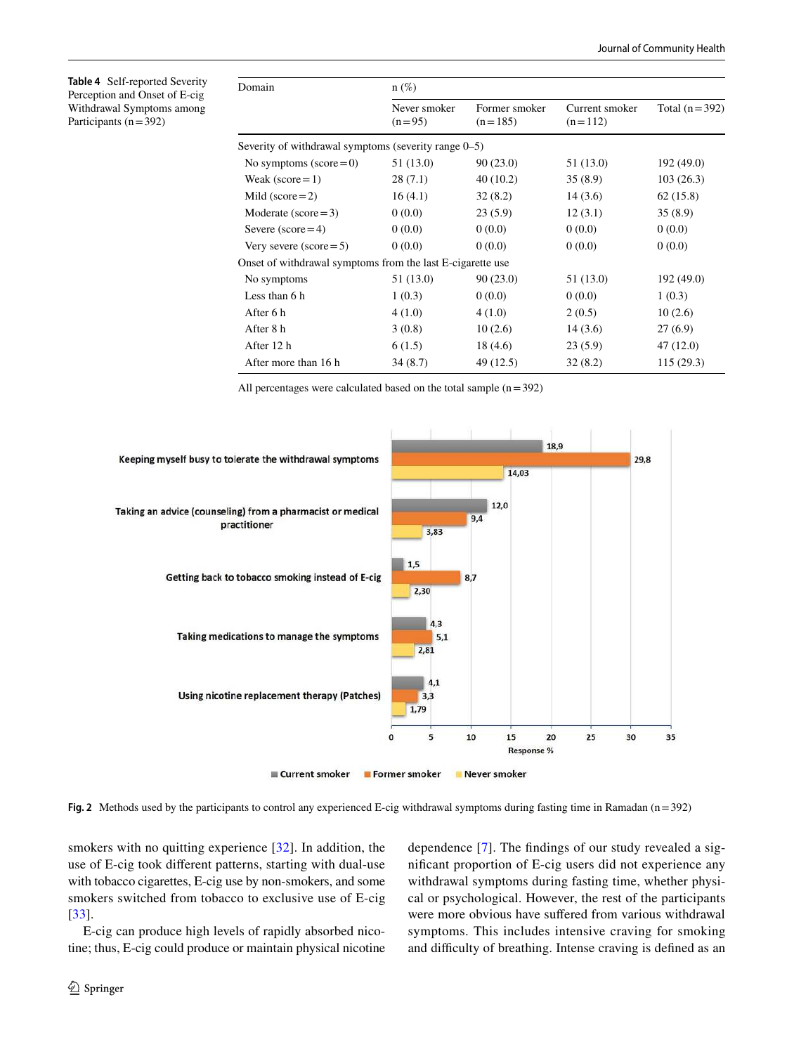**Table 4** Self-reported Severity Perception and Onset of E-cig Withdrawal Symptoms among Participants (n = 392)

| Domain | n (%) | | | |
|---|---|---|---|---|
| | Never smoker (n = 95) | Former smoker (n = 185) | Current smoker (n = 112) | Total (n = 392) |
| Severity of withdrawal symptoms (severity range 0–5) | | | | |
| No symptoms (score = 0) | 51 (13.0) | 90 (23.0) | 51 (13.0) | 192 (49.0) |
| Weak (score = 1) | 28 (7.1) | 40 (10.2) | 35 (8.9) | 103 (26.3) |
| Mild (score = 2) | 16 (4.1) | 32 (8.2) | 14 (3.6) | 62 (15.8) |
| Moderate (score = 3) | 0 (0.0) | 23 (5.9) | 12 (3.1) | 35 (8.9) |
| Severe (score = 4) | 0 (0.0) | 0 (0.0) | 0 (0.0) | 0 (0.0) |
| Very severe (score = 5) | 0 (0.0) | 0 (0.0) | 0 (0.0) | 0 (0.0) |
| Onset of withdrawal symptoms from the last E-cigarette use | | | | |
| No symptoms | 51 (13.0) | 90 (23.0) | 51 (13.0) | 192 (49.0) |
| Less than 6 h | 1 (0.3) | 0 (0.0) | 0 (0.0) | 1 (0.3) |
| After 6 h | 4 (1.0) | 4 (1.0) | 2 (0.5) | 10 (2.6) |
| After 8 h | 3 (0.8) | 10 (2.6) | 14 (3.6) | 27 (6.9) |
| After 12 h | 6 (1.5) | 18 (4.6) | 23 (5.9) | 47 (12.0) |
| After more than 16 h | 34 (8.7) | 49 (12.5) | 32 (8.2) | 115 (29.3) |

All percentages were calculated based on the total sample (n = 392)

**Fig. 2** Methods used by the participants to control any experienced E-cig withdrawal symptoms during fasting time in Ramadan (n = 392)

smokers with no quitting experience [32]. In addition, the use of E-cig took different patterns, starting with dual-use with tobacco cigarettes, E-cig use by non-smokers, and some smokers switched from tobacco to exclusive use of E-cig [33].

E-cig can produce high levels of rapidly absorbed nicotine; thus, E-cig could produce or maintain physical nicotine dependence [7]. The findings of our study revealed a significant proportion of E-cig users did not experience any withdrawal symptoms during fasting time, whether physical or psychological. However, the rest of the participants were more obvious have suffered from various withdrawal symptoms. This includes intensive craving for smoking and difficulty of breathing. Intense craving is defined as an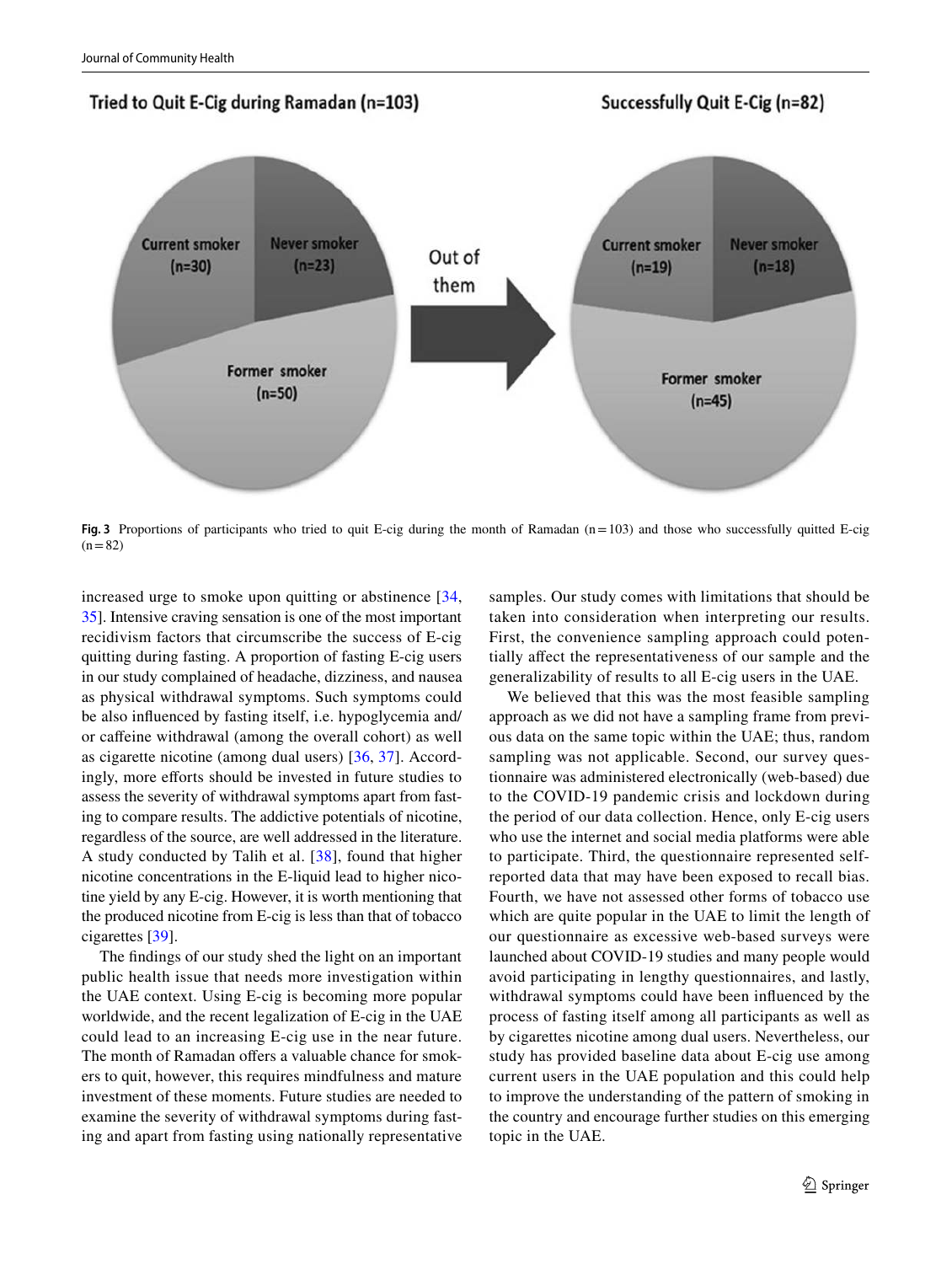**Fig. 3** Proportions of participants who tried to quit E-cig during the month of Ramadan (n = 103) and those who successfully quitted E-cig (n = 82)

increased urge to smoke upon quitting or abstinence [34, 35]. Intensive craving sensation is one of the most important recidivism factors that circumscribe the success of E-cig quitting during fasting. A proportion of fasting E-cig users in our study complained of headache, dizziness, and nausea as physical withdrawal symptoms. Such symptoms could be also influenced by fasting itself, i.e. hypoglycemia and/or caffeine withdrawal (among the overall cohort) as well as cigarette nicotine (among dual users) [36, 37]. Accordingly, more efforts should be invested in future studies to assess the severity of withdrawal symptoms apart from fasting to compare results. The addictive potentials of nicotine, regardless of the source, are well addressed in the literature. A study conducted by Talih et al. [38], found that higher nicotine concentrations in the E-liquid lead to higher nicotine yield by any E-cig. However, it is worth mentioning that the produced nicotine from E-cig is less than that of tobacco cigarettes [39].

The findings of our study shed the light on an important public health issue that needs more investigation within the UAE context. Using E-cig is becoming more popular worldwide, and the recent legalization of E-cig in the UAE could lead to an increasing E-cig use in the near future. The month of Ramadan offers a valuable chance for smokers to quit, however, this requires mindfulness and mature investment of these moments. Future studies are needed to examine the severity of withdrawal symptoms during fasting and apart from fasting using nationally representative samples. Our study comes with limitations that should be taken into consideration when interpreting our results. First, the convenience sampling approach could potentially affect the representativeness of our sample and the generalizability of results to all E-cig users in the UAE.

We believed that this was the most feasible sampling approach as we did not have a sampling frame from previous data on the same topic within the UAE; thus, random sampling was not applicable. Second, our survey questionnaire was administered electronically (web-based) due to the COVID-19 pandemic crisis and lockdown during the period of our data collection. Hence, only E-cig users who use the internet and social media platforms were able to participate. Third, the questionnaire represented self-reported data that may have been exposed to recall bias. Fourth, we have not assessed other forms of tobacco use which are quite popular in the UAE to limit the length of our questionnaire as excessive web-based surveys were launched about COVID-19 studies and many people would avoid participating in lengthy questionnaires, and lastly, withdrawal symptoms could have been influenced by the process of fasting itself among all participants as well as by cigarettes nicotine among dual users. Nevertheless, our study has provided baseline data about E-cig use among current users in the UAE population and this could help to improve the understanding of the pattern of smoking in the country and encourage further studies on this emerging topic in the UAE.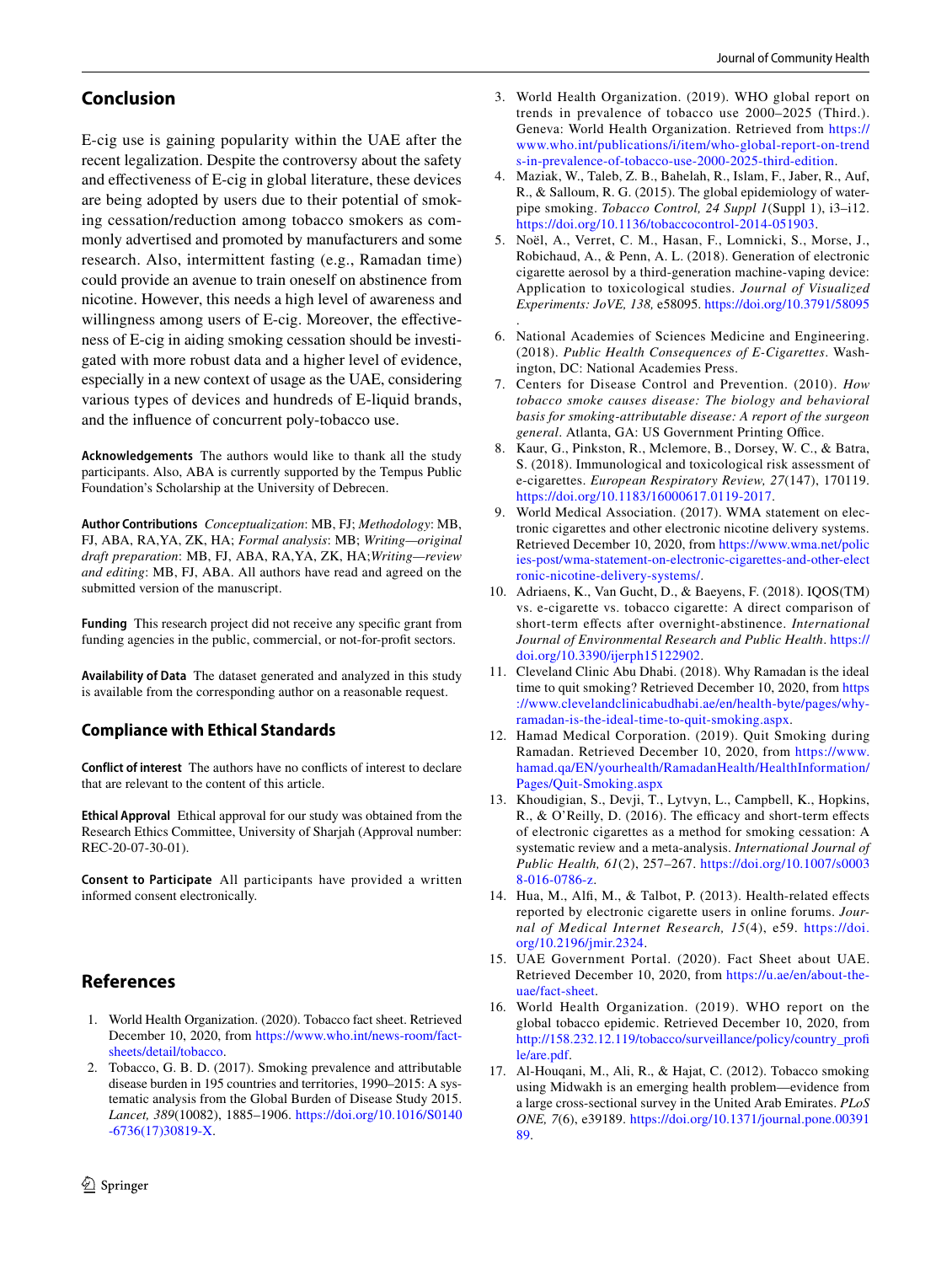## Conclusion

E-cig use is gaining popularity within the UAE after the recent legalization. Despite the controversy about the safety and effectiveness of E-cig in global literature, these devices are being adopted by users due to their potential of smoking cessation/reduction among tobacco smokers as commonly advertised and promoted by manufacturers and some research. Also, intermittent fasting (e.g., Ramadan time) could provide an avenue to train oneself on abstinence from nicotine. However, this needs a high level of awareness and willingness among users of E-cig. Moreover, the effectiveness of E-cig in aiding smoking cessation should be investigated with more robust data and a higher level of evidence, especially in a new context of usage as the UAE, considering various types of devices and hundreds of E-liquid brands, and the influence of concurrent poly-tobacco use.

**Acknowledgements** The authors would like to thank all the study participants. Also, ABA is currently supported by the Tempus Public Foundation's Scholarship at the University of Debrecen.

**Author Contributions** *Conceptualization*: MB, FJ; *Methodology*: MB, FJ, ABA, RA,YA, ZK, HA; *Formal analysis*: MB; *Writing—original draft preparation*: MB, FJ, ABA, RA,YA, ZK, HA;*Writing—review and editing*: MB, FJ, ABA. All authors have read and agreed on the submitted version of the manuscript.

**Funding** This research project did not receive any specific grant from funding agencies in the public, commercial, or not-for-profit sectors.

**Availability of Data** The dataset generated and analyzed in this study is available from the corresponding author on a reasonable request.

## Compliance with Ethical Standards

**Conflict of interest** The authors have no conflicts of interest to declare that are relevant to the content of this article.

**Ethical Approval** Ethical approval for our study was obtained from the Research Ethics Committee, University of Sharjah (Approval number: REC-20-07-30-01).

**Consent to Participate** All participants have provided a written informed consent electronically.

## References

1. World Health Organization. (2020). Tobacco fact sheet. Retrieved December 10, 2020, from https://www.who.int/news-room/fact-sheets/detail/tobacco.
2. Tobacco, G. B. D. (2017). Smoking prevalence and attributable disease burden in 195 countries and territories, 1990–2015: A systematic analysis from the Global Burden of Disease Study 2015. *Lancet, 389*(10082), 1885–1906. https://doi.org/10.1016/S0140-6736(17)30819-X.
3. World Health Organization. (2019). WHO global report on trends in prevalence of tobacco use 2000–2025 (Third.). Geneva: World Health Organization. Retrieved from https://www.who.int/publications/i/item/who-global-report-on-trends-in-prevalence-of-tobacco-use-2000-2025-third-edition.
4. Maziak, W., Taleb, Z. B., Bahelah, R., Islam, F., Jaber, R., Auf, R., & Salloum, R. G. (2015). The global epidemiology of waterpipe smoking. *Tobacco Control, 24 Suppl 1*(Suppl 1), i3–i12. https://doi.org/10.1136/tobaccocontrol-2014-051903.
5. Noël, A., Verret, C. M., Hasan, F., Lomnicki, S., Morse, J., Robichaud, A., & Penn, A. L. (2018). Generation of electronic cigarette aerosol by a third-generation machine-vaping device: Application to toxicological studies. *Journal of Visualized Experiments: JoVE, 138,* e58095. https://doi.org/10.3791/58095.
6. National Academies of Sciences Medicine and Engineering. (2018). *Public Health Consequences of E-Cigarettes*. Washington, DC: National Academies Press.
7. Centers for Disease Control and Prevention. (2010). *How tobacco smoke causes disease: The biology and behavioral basis for smoking-attributable disease: A report of the surgeon general*. Atlanta, GA: US Government Printing Office.
8. Kaur, G., Pinkston, R., Mclemore, B., Dorsey, W. C., & Batra, S. (2018). Immunological and toxicological risk assessment of e-cigarettes. *European Respiratory Review, 27*(147), 170119. https://doi.org/10.1183/16000617.0119-2017.
9. World Medical Association. (2017). WMA statement on electronic cigarettes and other electronic nicotine delivery systems. Retrieved December 10, 2020, from https://www.wma.net/policies-post/wma-statement-on-electronic-cigarettes-and-other-electronic-nicotine-delivery-systems/.
10. Adriaens, K., Van Gucht, D., & Baeyens, F. (2018). IQOS(TM) vs. e-cigarette vs. tobacco cigarette: A direct comparison of short-term effects after overnight-abstinence. *International Journal of Environmental Research and Public Health*. https://doi.org/10.3390/ijerph15122902.
11. Cleveland Clinic Abu Dhabi. (2018). Why Ramadan is the ideal time to quit smoking? Retrieved December 10, 2020, from https://www.clevelandclinicabudhabi.ae/en/health-byte/pages/why-ramadan-is-the-ideal-time-to-quit-smoking.aspx.
12. Hamad Medical Corporation. (2019). Quit Smoking during Ramadan. Retrieved December 10, 2020, from https://www.hamad.qa/EN/yourhealth/RamadanHealth/HealthInformation/Pages/Quit-Smoking.aspx
13. Khoudigian, S., Devji, T., Lytvyn, L., Campbell, K., Hopkins, R., & O'Reilly, D. (2016). The efficacy and short-term effects of electronic cigarettes as a method for smoking cessation: A systematic review and a meta-analysis. *International Journal of Public Health, 61*(2), 257–267. https://doi.org/10.1007/s00038-016-0786-z.
14. Hua, M., Alfi, M., & Talbot, P. (2013). Health-related effects reported by electronic cigarette users in online forums. *Journal of Medical Internet Research, 15*(4), e59. https://doi.org/10.2196/jmir.2324.
15. UAE Government Portal. (2020). Fact Sheet about UAE. Retrieved December 10, 2020, from https://u.ae/en/about-the-uae/fact-sheet.
16. World Health Organization. (2019). WHO report on the global tobacco epidemic. Retrieved December 10, 2020, from http://158.232.12.119/tobacco/surveillance/policy/country_profile/are.pdf.
17. Al-Houqani, M., Ali, R., & Hajat, C. (2012). Tobacco smoking using Midwakh is an emerging health problem—evidence from a large cross-sectional survey in the United Arab Emirates. *PLoS ONE, 7*(6), e39189. https://doi.org/10.1371/journal.pone.0039189.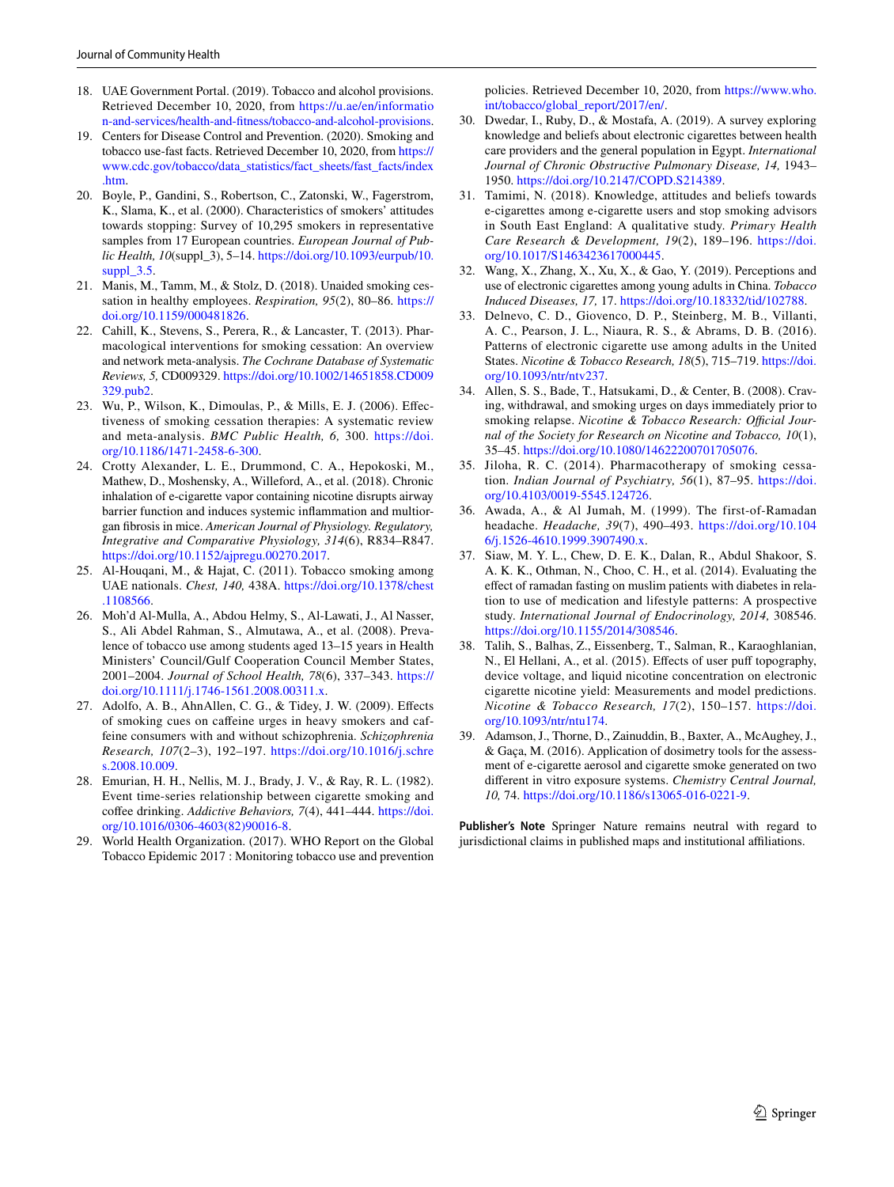18. UAE Government Portal. (2019). Tobacco and alcohol provisions. Retrieved December 10, 2020, from https://u.ae/en/information-and-services/health-and-fitness/tobacco-and-alcohol-provisions.
19. Centers for Disease Control and Prevention. (2020). Smoking and tobacco use-fast facts. Retrieved December 10, 2020, from https://www.cdc.gov/tobacco/data_statistics/fact_sheets/fast_facts/index.htm.
20. Boyle, P., Gandini, S., Robertson, C., Zatonski, W., Fagerstrom, K., Slama, K., et al. (2000). Characteristics of smokers' attitudes towards stopping: Survey of 10,295 smokers in representative samples from 17 European countries. *European Journal of Public Health, 10*(suppl_3), 5–14. https://doi.org/10.1093/eurpub/10.suppl_3.5.
21. Manis, M., Tamm, M., & Stolz, D. (2018). Unaided smoking cessation in healthy employees. *Respiration, 95*(2), 80–86. https://doi.org/10.1159/000481826.
22. Cahill, K., Stevens, S., Perera, R., & Lancaster, T. (2013). Pharmacological interventions for smoking cessation: An overview and network meta-analysis. *The Cochrane Database of Systematic Reviews, 5,* CD009329. https://doi.org/10.1002/14651858.CD009329.pub2.
23. Wu, P., Wilson, K., Dimoulas, P., & Mills, E. J. (2006). Effectiveness of smoking cessation therapies: A systematic review and meta-analysis. *BMC Public Health, 6,* 300. https://doi.org/10.1186/1471-2458-6-300.
24. Crotty Alexander, L. E., Drummond, C. A., Hepokoski, M., Mathew, D., Moshensky, A., Willeford, A., et al. (2018). Chronic inhalation of e-cigarette vapor containing nicotine disrupts airway barrier function and induces systemic inflammation and multiorgan fibrosis in mice. *American Journal of Physiology. Regulatory, Integrative and Comparative Physiology, 314*(6), R834–R847. https://doi.org/10.1152/ajpregu.00270.2017.
25. Al-Houqani, M., & Hajat, C. (2011). Tobacco smoking among UAE nationals. *Chest, 140,* 438A. https://doi.org/10.1378/chest.1108566.
26. Moh'd Al-Mulla, A., Abdou Helmy, S., Al-Lawati, J., Al Nasser, S., Ali Abdel Rahman, S., Almutawa, A., et al. (2008). Prevalence of tobacco use among students aged 13–15 years in Health Ministers' Council/Gulf Cooperation Council Member States, 2001–2004. *Journal of School Health, 78*(6), 337–343. https://doi.org/10.1111/j.1746-1561.2008.00311.x.
27. Adolfo, A. B., AhnAllen, C. G., & Tidey, J. W. (2009). Effects of smoking cues on caffeine urges in heavy smokers and caffeine consumers with and without schizophrenia. *Schizophrenia Research, 107*(2–3), 192–197. https://doi.org/10.1016/j.schres.2008.10.009.
28. Emurian, H. H., Nellis, M. J., Brady, J. V., & Ray, R. L. (1982). Event time-series relationship between cigarette smoking and coffee drinking. *Addictive Behaviors, 7*(4), 441–444. https://doi.org/10.1016/0306-4603(82)90016-8.
29. World Health Organization. (2017). WHO Report on the Global Tobacco Epidemic 2017 : Monitoring tobacco use and prevention policies. Retrieved December 10, 2020, from https://www.who.int/tobacco/global_report/2017/en/.
30. Dwedar, I., Ruby, D., & Mostafa, A. (2019). A survey exploring knowledge and beliefs about electronic cigarettes between health care providers and the general population in Egypt. *International Journal of Chronic Obstructive Pulmonary Disease, 14,* 1943–1950. https://doi.org/10.2147/COPD.S214389.
31. Tamimi, N. (2018). Knowledge, attitudes and beliefs towards e-cigarettes among e-cigarette users and stop smoking advisors in South East England: A qualitative study. *Primary Health Care Research & Development, 19*(2), 189–196. https://doi.org/10.1017/S1463423617000445.
32. Wang, X., Zhang, X., Xu, X., & Gao, Y. (2019). Perceptions and use of electronic cigarettes among young adults in China. *Tobacco Induced Diseases, 17,* 17. https://doi.org/10.18332/tid/102788.
33. Delnevo, C. D., Giovenco, D. P., Steinberg, M. B., Villanti, A. C., Pearson, J. L., Niaura, R. S., & Abrams, D. B. (2016). Patterns of electronic cigarette use among adults in the United States. *Nicotine & Tobacco Research, 18*(5), 715–719. https://doi.org/10.1093/ntr/ntv237.
34. Allen, S. S., Bade, T., Hatsukami, D., & Center, B. (2008). Craving, withdrawal, and smoking urges on days immediately prior to smoking relapse. *Nicotine & Tobacco Research: Official Journal of the Society for Research on Nicotine and Tobacco, 10*(1), 35–45. https://doi.org/10.1080/14622200701705076.
35. Jiloha, R. C. (2014). Pharmacotherapy of smoking cessation. *Indian Journal of Psychiatry, 56*(1), 87–95. https://doi.org/10.4103/0019-5545.124726.
36. Awada, A., & Al Jumah, M. (1999). The first-of-Ramadan headache. *Headache, 39*(7), 490–493. https://doi.org/10.1046/j.1526-4610.1999.3907490.x.
37. Siaw, M. Y. L., Chew, D. E. K., Dalan, R., Abdul Shakoor, S. A. K. K., Othman, N., Choo, C. H., et al. (2014). Evaluating the effect of ramadan fasting on muslim patients with diabetes in relation to use of medication and lifestyle patterns: A prospective study. *International Journal of Endocrinology, 2014,* 308546. https://doi.org/10.1155/2014/308546.
38. Talih, S., Balhas, Z., Eissenberg, T., Salman, R., Karaoghlanian, N., El Hellani, A., et al. (2015). Effects of user puff topography, device voltage, and liquid nicotine concentration on electronic cigarette nicotine yield: Measurements and model predictions. *Nicotine & Tobacco Research, 17*(2), 150–157. https://doi.org/10.1093/ntr/ntu174.
39. Adamson, J., Thorne, D., Zainuddin, B., Baxter, A., McAughey, J., & Gaça, M. (2016). Application of dosimetry tools for the assessment of e-cigarette aerosol and cigarette smoke generated on two different in vitro exposure systems. *Chemistry Central Journal, 10,* 74. https://doi.org/10.1186/s13065-016-0221-9.

**Publisher's Note** Springer Nature remains neutral with regard to jurisdictional claims in published maps and institutional affiliations.